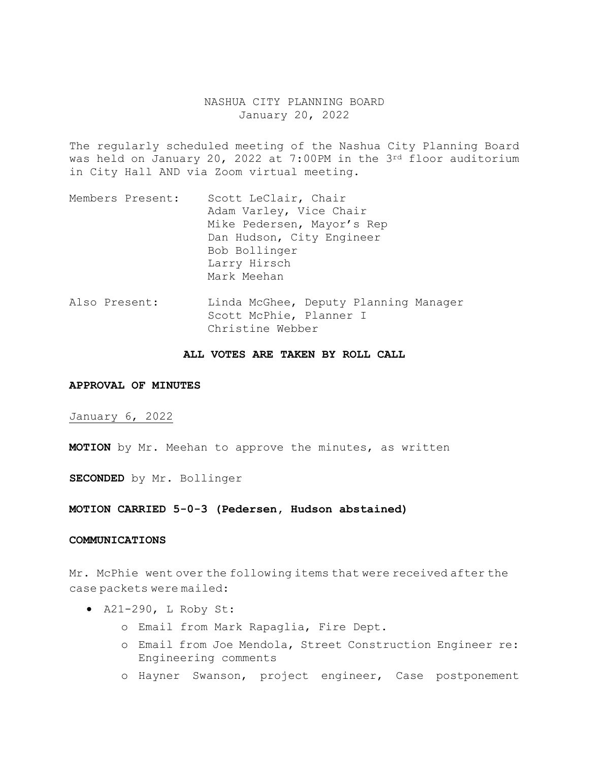# NASHUA CITY PLANNING BOARD
January 20, 2022

The regularly scheduled meeting of the Nashua City Planning Board was held on January 20, 2022 at 7:00PM in the 3rd floor auditorium in City Hall AND via Zoom virtual meeting.

Members Present: Scott LeClair, Chair
Adam Varley, Vice Chair
Mike Pedersen, Mayor's Rep
Dan Hudson, City Engineer
Bob Bollinger
Larry Hirsch
Mark Meehan

Also Present: Linda McGhee, Deputy Planning Manager
Scott McPhie, Planner I
Christine Webber

**ALL VOTES ARE TAKEN BY ROLL CALL**

**APPROVAL OF MINUTES**

January 6, 2022

**MOTION** by Mr. Meehan to approve the minutes, as written

**SECONDED** by Mr. Bollinger

**MOTION CARRIED 5-0-3 (Pedersen, Hudson abstained)**

**COMMUNICATIONS**

Mr. McPhie went over the following items that were received after the case packets were mailed:

- A21-290, L Roby St:
  - Email from Mark Rapaglia, Fire Dept.
  - Email from Joe Mendola, Street Construction Engineer re: Engineering comments
  - Hayner Swanson, project engineer, Case postponement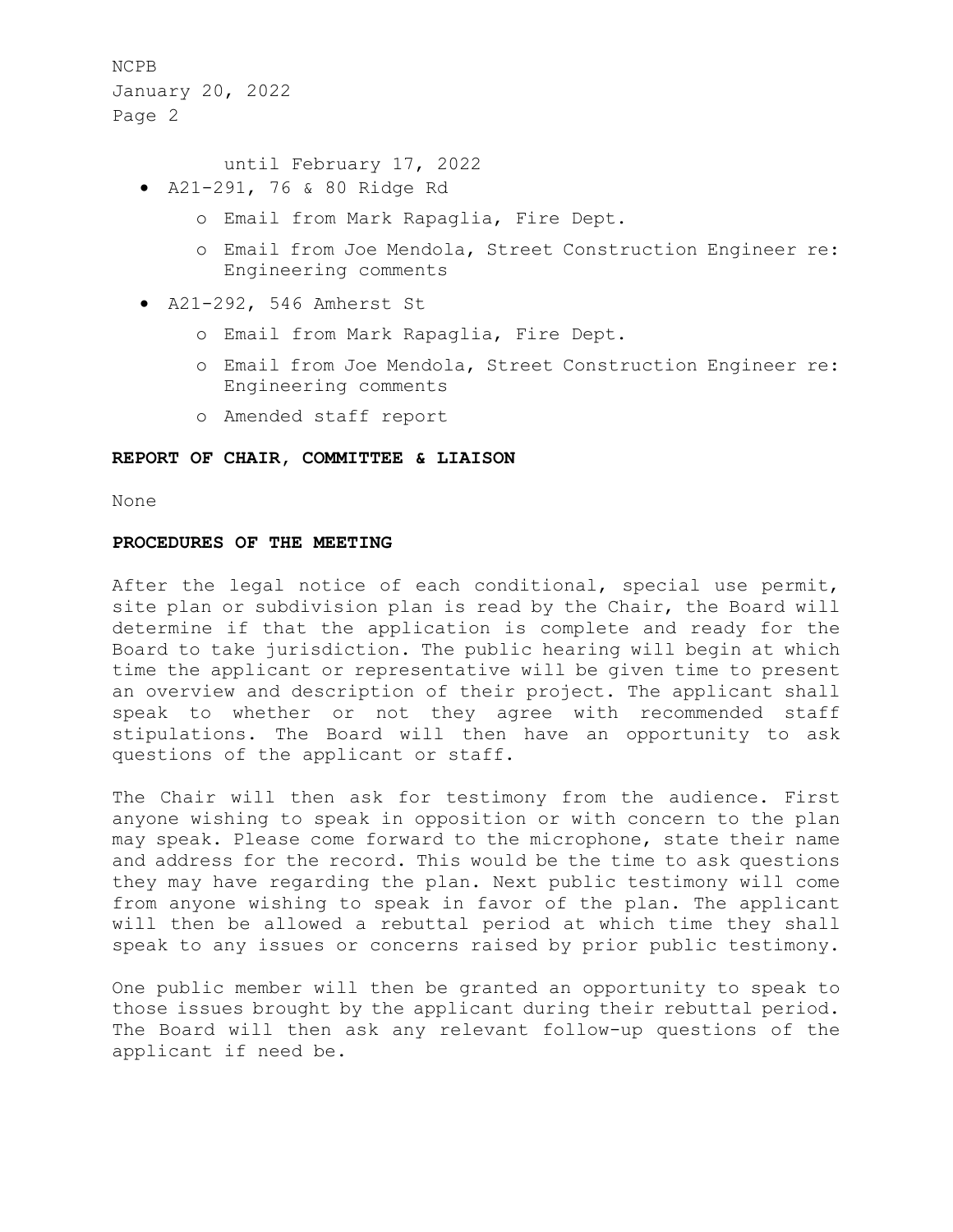until February 17, 2022

- A21-291, 76 & 80 Ridge Rd
    - Email from Mark Rapaglia, Fire Dept.
    - Email from Joe Mendola, Street Construction Engineer re: Engineering comments
- A21-292, 546 Amherst St
    - Email from Mark Rapaglia, Fire Dept.
    - Email from Joe Mendola, Street Construction Engineer re: Engineering comments
    - Amended staff report

**REPORT OF CHAIR, COMMITTEE & LIAISON**

None

**PROCEDURES OF THE MEETING**

After the legal notice of each conditional, special use permit, site plan or subdivision plan is read by the Chair, the Board will determine if that the application is complete and ready for the Board to take jurisdiction. The public hearing will begin at which time the applicant or representative will be given time to present an overview and description of their project. The applicant shall speak to whether or not they agree with recommended staff stipulations. The Board will then have an opportunity to ask questions of the applicant or staff.

The Chair will then ask for testimony from the audience. First anyone wishing to speak in opposition or with concern to the plan may speak. Please come forward to the microphone, state their name and address for the record. This would be the time to ask questions they may have regarding the plan. Next public testimony will come from anyone wishing to speak in favor of the plan. The applicant will then be allowed a rebuttal period at which time they shall speak to any issues or concerns raised by prior public testimony.

One public member will then be granted an opportunity to speak to those issues brought by the applicant during their rebuttal period. The Board will then ask any relevant follow-up questions of the applicant if need be.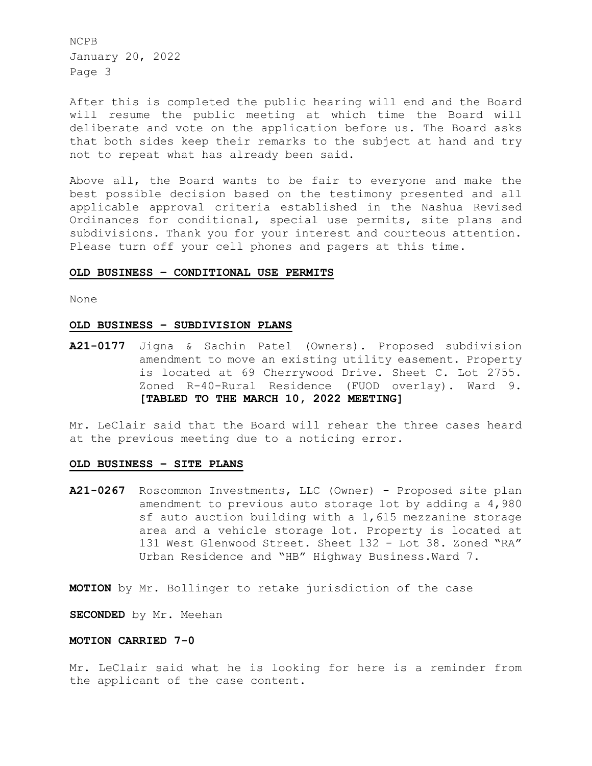After this is completed the public hearing will end and the Board will resume the public meeting at which time the Board will deliberate and vote on the application before us. The Board asks that both sides keep their remarks to the subject at hand and try not to repeat what has already been said.

Above all, the Board wants to be fair to everyone and make the best possible decision based on the testimony presented and all applicable approval criteria established in the Nashua Revised Ordinances for conditional, special use permits, site plans and subdivisions. Thank you for your interest and courteous attention. Please turn off your cell phones and pagers at this time.

## OLD BUSINESS – CONDITIONAL USE PERMITS

None

## OLD BUSINESS – SUBDIVISION PLANS

**A21-0177** Jigna & Sachin Patel (Owners). Proposed subdivision amendment to move an existing utility easement. Property is located at 69 Cherrywood Drive. Sheet C. Lot 2755. Zoned R-40-Rural Residence (FUOD overlay). Ward 9. **[TABLED TO THE MARCH 10, 2022 MEETING]**

Mr. LeClair said that the Board will rehear the three cases heard at the previous meeting due to a noticing error.

## OLD BUSINESS – SITE PLANS

**A21-0267** Roscommon Investments, LLC (Owner) - Proposed site plan amendment to previous auto storage lot by adding a 4,980 sf auto auction building with a 1,615 mezzanine storage area and a vehicle storage lot. Property is located at 131 West Glenwood Street. Sheet 132 - Lot 38. Zoned "RA" Urban Residence and "HB" Highway Business.Ward 7.

**MOTION** by Mr. Bollinger to retake jurisdiction of the case

**SECONDED** by Mr. Meehan

**MOTION CARRIED 7-0**

Mr. LeClair said what he is looking for here is a reminder from the applicant of the case content.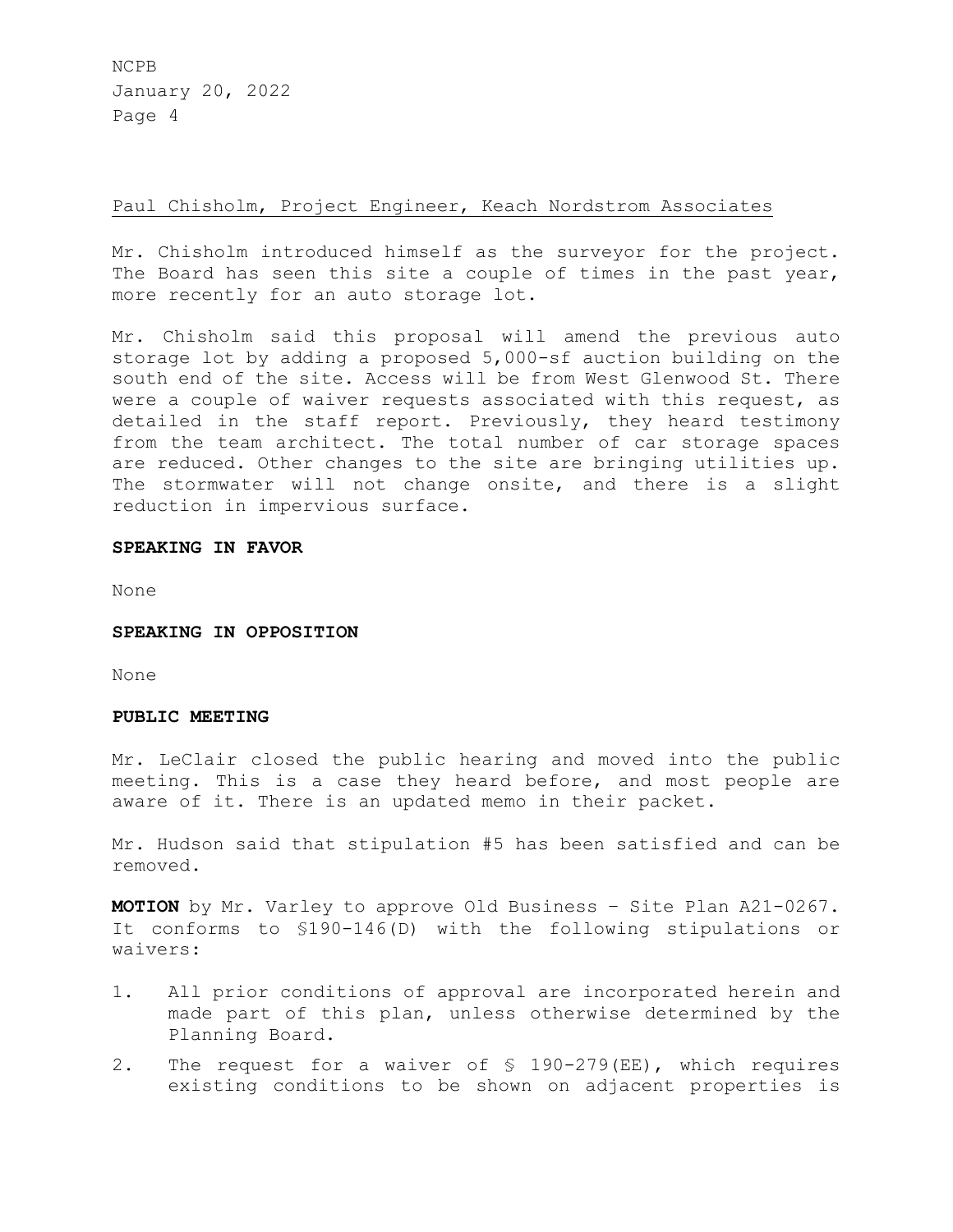Paul Chisholm, Project Engineer, Keach Nordstrom Associates

Mr. Chisholm introduced himself as the surveyor for the project. The Board has seen this site a couple of times in the past year, more recently for an auto storage lot.

Mr. Chisholm said this proposal will amend the previous auto storage lot by adding a proposed 5,000-sf auction building on the south end of the site. Access will be from West Glenwood St. There were a couple of waiver requests associated with this request, as detailed in the staff report. Previously, they heard testimony from the team architect. The total number of car storage spaces are reduced. Other changes to the site are bringing utilities up. The stormwater will not change onsite, and there is a slight reduction in impervious surface.

**SPEAKING IN FAVOR**

None

**SPEAKING IN OPPOSITION**

None

**PUBLIC MEETING**

Mr. LeClair closed the public hearing and moved into the public meeting. This is a case they heard before, and most people are aware of it. There is an updated memo in their packet.

Mr. Hudson said that stipulation #5 has been satisfied and can be removed.

**MOTION** by Mr. Varley to approve Old Business – Site Plan A21-0267. It conforms to §190-146(D) with the following stipulations or waivers:

1. All prior conditions of approval are incorporated herein and made part of this plan, unless otherwise determined by the Planning Board.
2. The request for a waiver of § 190-279(EE), which requires existing conditions to be shown on adjacent properties is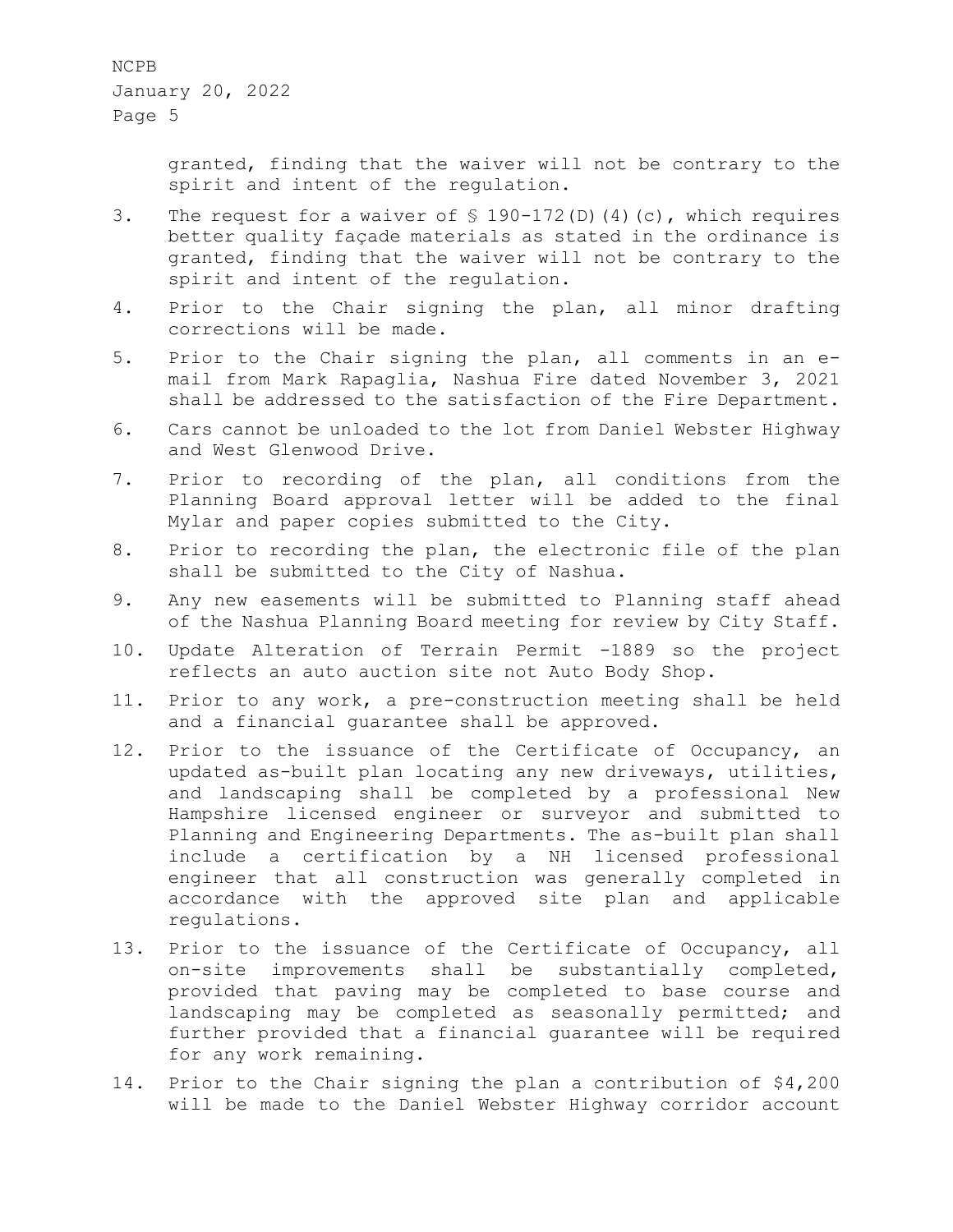granted, finding that the waiver will not be contrary to the spirit and intent of the regulation.

3. The request for a waiver of § 190-172(D)(4)(c), which requires better quality façade materials as stated in the ordinance is granted, finding that the waiver will not be contrary to the spirit and intent of the regulation.
4. Prior to the Chair signing the plan, all minor drafting corrections will be made.
5. Prior to the Chair signing the plan, all comments in an e-mail from Mark Rapaglia, Nashua Fire dated November 3, 2021 shall be addressed to the satisfaction of the Fire Department.
6. Cars cannot be unloaded to the lot from Daniel Webster Highway and West Glenwood Drive.
7. Prior to recording of the plan, all conditions from the Planning Board approval letter will be added to the final Mylar and paper copies submitted to the City.
8. Prior to recording the plan, the electronic file of the plan shall be submitted to the City of Nashua.
9. Any new easements will be submitted to Planning staff ahead of the Nashua Planning Board meeting for review by City Staff.
10. Update Alteration of Terrain Permit -1889 so the project reflects an auto auction site not Auto Body Shop.
11. Prior to any work, a pre-construction meeting shall be held and a financial guarantee shall be approved.
12. Prior to the issuance of the Certificate of Occupancy, an updated as-built plan locating any new driveways, utilities, and landscaping shall be completed by a professional New Hampshire licensed engineer or surveyor and submitted to Planning and Engineering Departments. The as-built plan shall include a certification by a NH licensed professional engineer that all construction was generally completed in accordance with the approved site plan and applicable regulations.
13. Prior to the issuance of the Certificate of Occupancy, all on-site improvements shall be substantially completed, provided that paving may be completed to base course and landscaping may be completed as seasonally permitted; and further provided that a financial guarantee will be required for any work remaining.
14. Prior to the Chair signing the plan a contribution of $4,200 will be made to the Daniel Webster Highway corridor account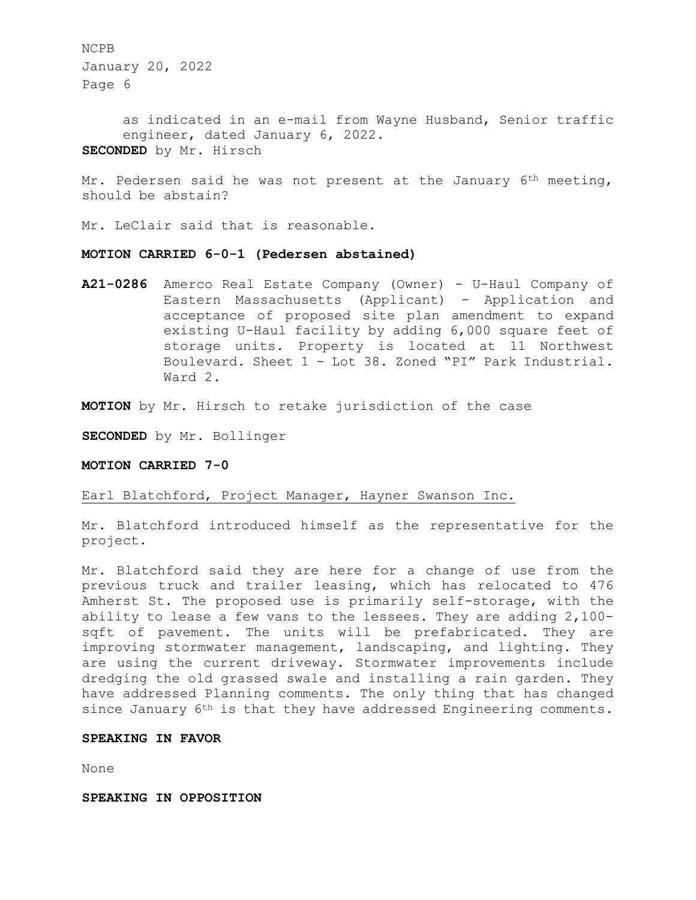as indicated in an e-mail from Wayne Husband, Senior traffic engineer, dated January 6, 2022.

**SECONDED** by Mr. Hirsch

Mr. Pedersen said he was not present at the January 6th meeting, should be abstain?

Mr. LeClair said that is reasonable.

**MOTION CARRIED 6-0-1 (Pedersen abstained)**

**A21-0286** Amerco Real Estate Company (Owner) - U-Haul Company of Eastern Massachusetts (Applicant) - Application and acceptance of proposed site plan amendment to expand existing U-Haul facility by adding 6,000 square feet of storage units. Property is located at 11 Northwest Boulevard. Sheet 1 - Lot 38. Zoned "PI" Park Industrial. Ward 2.

**MOTION** by Mr. Hirsch to retake jurisdiction of the case

**SECONDED** by Mr. Bollinger

**MOTION CARRIED 7-0**

Earl Blatchford, Project Manager, Hayner Swanson Inc.

Mr. Blatchford introduced himself as the representative for the project.

Mr. Blatchford said they are here for a change of use from the previous truck and trailer leasing, which has relocated to 476 Amherst St. The proposed use is primarily self-storage, with the ability to lease a few vans to the lessees. They are adding 2,100-sqft of pavement. The units will be prefabricated. They are improving stormwater management, landscaping, and lighting. They are using the current driveway. Stormwater improvements include dredging the old grassed swale and installing a rain garden. They have addressed Planning comments. The only thing that has changed since January 6th is that they have addressed Engineering comments.

**SPEAKING IN FAVOR**

None

**SPEAKING IN OPPOSITION**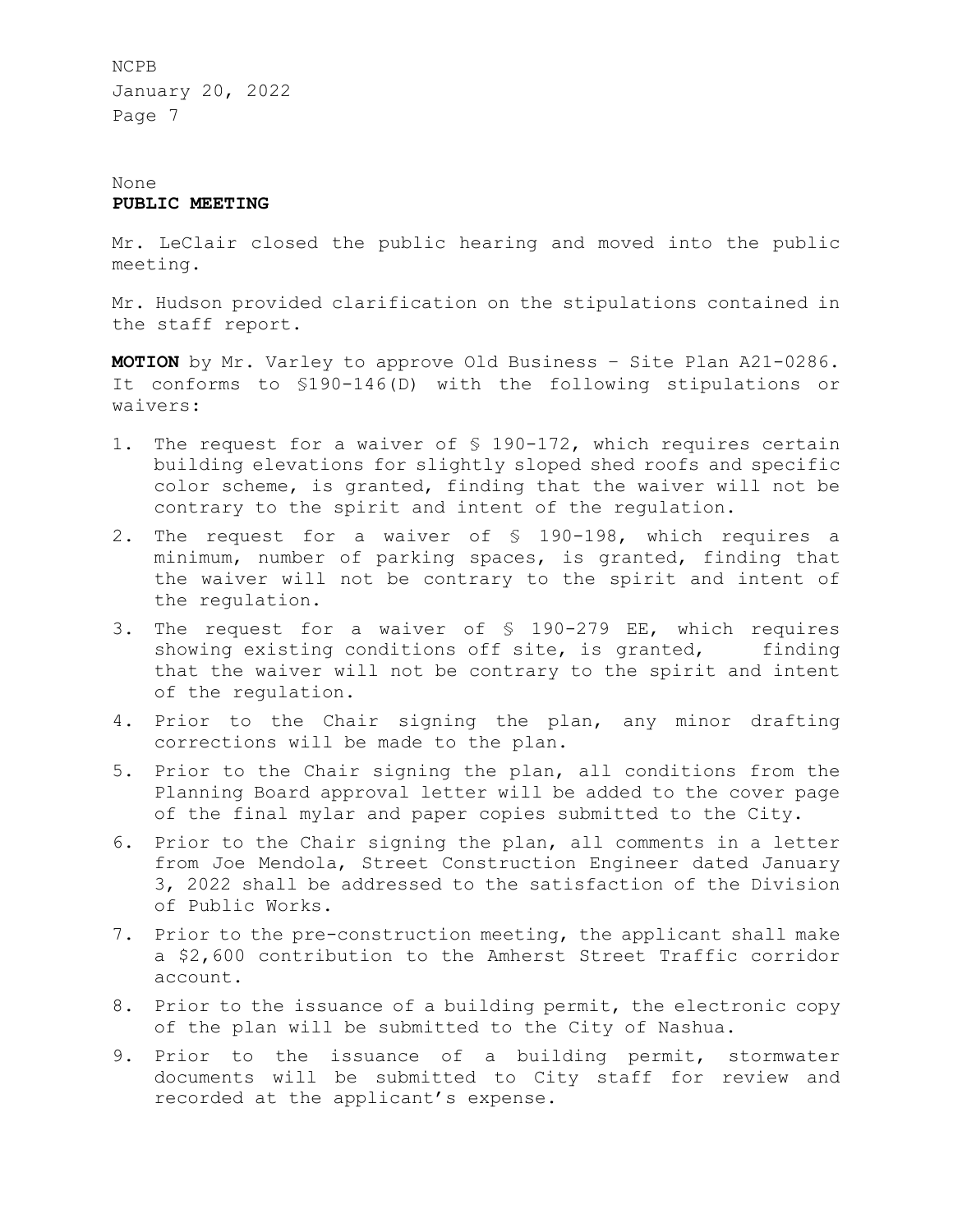None

**PUBLIC MEETING**

Mr. LeClair closed the public hearing and moved into the public meeting.

Mr. Hudson provided clarification on the stipulations contained in the staff report.

**MOTION** by Mr. Varley to approve Old Business – Site Plan A21-0286. It conforms to §190-146(D) with the following stipulations or waivers:

1. The request for a waiver of § 190-172, which requires certain building elevations for slightly sloped shed roofs and specific color scheme, is granted, finding that the waiver will not be contrary to the spirit and intent of the regulation.
2. The request for a waiver of § 190-198, which requires a minimum, number of parking spaces, is granted, finding that the waiver will not be contrary to the spirit and intent of the regulation.
3. The request for a waiver of § 190-279 EE, which requires showing existing conditions off site, is granted, finding that the waiver will not be contrary to the spirit and intent of the regulation.
4. Prior to the Chair signing the plan, any minor drafting corrections will be made to the plan.
5. Prior to the Chair signing the plan, all conditions from the Planning Board approval letter will be added to the cover page of the final mylar and paper copies submitted to the City.
6. Prior to the Chair signing the plan, all comments in a letter from Joe Mendola, Street Construction Engineer dated January 3, 2022 shall be addressed to the satisfaction of the Division of Public Works.
7. Prior to the pre-construction meeting, the applicant shall make a $2,600 contribution to the Amherst Street Traffic corridor account.
8. Prior to the issuance of a building permit, the electronic copy of the plan will be submitted to the City of Nashua.
9. Prior to the issuance of a building permit, stormwater documents will be submitted to City staff for review and recorded at the applicant's expense.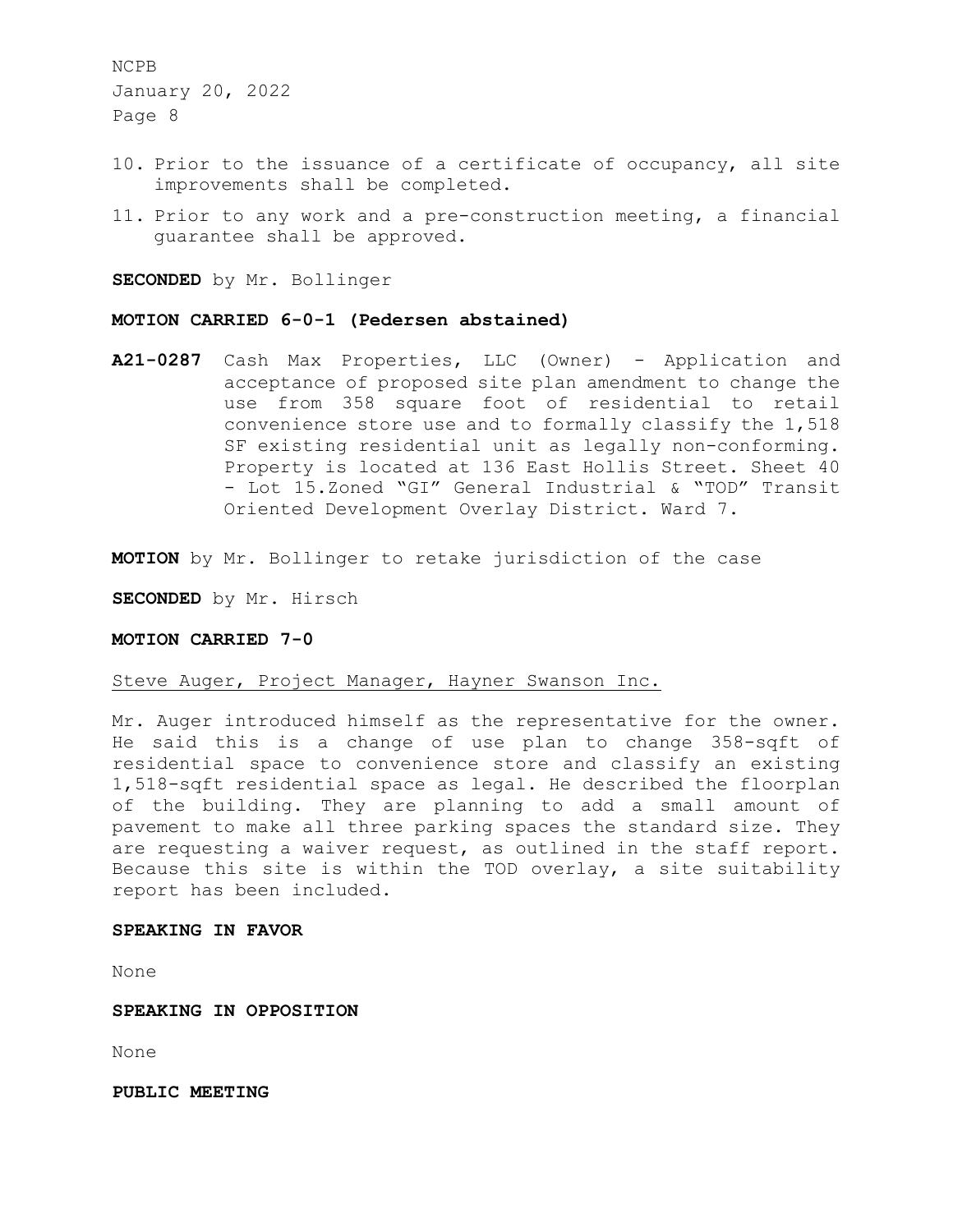10. Prior to the issuance of a certificate of occupancy, all site improvements shall be completed.
11. Prior to any work and a pre-construction meeting, a financial guarantee shall be approved.

**SECONDED** by Mr. Bollinger

**MOTION CARRIED 6-0-1 (Pedersen abstained)**

**A21-0287** Cash Max Properties, LLC (Owner) - Application and acceptance of proposed site plan amendment to change the use from 358 square foot of residential to retail convenience store use and to formally classify the 1,518 SF existing residential unit as legally non-conforming. Property is located at 136 East Hollis Street. Sheet 40 - Lot 15.Zoned "GI" General Industrial & "TOD" Transit Oriented Development Overlay District. Ward 7.

**MOTION** by Mr. Bollinger to retake jurisdiction of the case

**SECONDED** by Mr. Hirsch

**MOTION CARRIED 7-0**

<u>Steve Auger, Project Manager, Hayner Swanson Inc.</u>

Mr. Auger introduced himself as the representative for the owner. He said this is a change of use plan to change 358-sqft of residential space to convenience store and classify an existing 1,518-sqft residential space as legal. He described the floorplan of the building. They are planning to add a small amount of pavement to make all three parking spaces the standard size. They are requesting a waiver request, as outlined in the staff report. Because this site is within the TOD overlay, a site suitability report has been included.

**SPEAKING IN FAVOR**

None

**SPEAKING IN OPPOSITION**

None

**PUBLIC MEETING**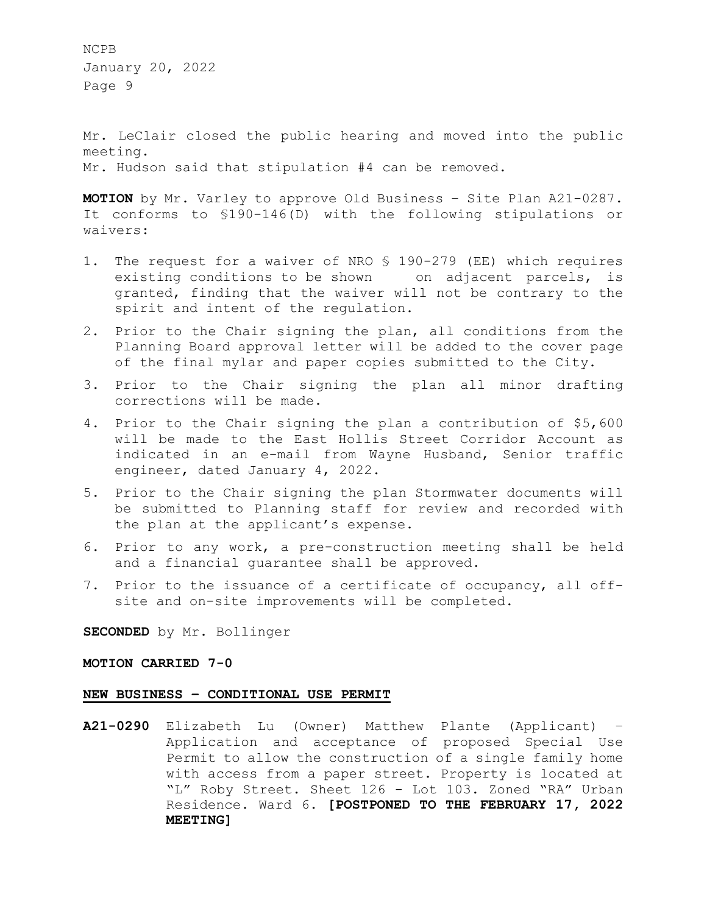Mr. LeClair closed the public hearing and moved into the public meeting.

Mr. Hudson said that stipulation #4 can be removed.

**MOTION** by Mr. Varley to approve Old Business – Site Plan A21-0287. It conforms to §190-146(D) with the following stipulations or waivers:

1. The request for a waiver of NRO § 190-279 (EE) which requires existing conditions to be shown on adjacent parcels, is granted, finding that the waiver will not be contrary to the spirit and intent of the regulation.
2. Prior to the Chair signing the plan, all conditions from the Planning Board approval letter will be added to the cover page of the final mylar and paper copies submitted to the City.
3. Prior to the Chair signing the plan all minor drafting corrections will be made.
4. Prior to the Chair signing the plan a contribution of $5,600 will be made to the East Hollis Street Corridor Account as indicated in an e-mail from Wayne Husband, Senior traffic engineer, dated January 4, 2022.
5. Prior to the Chair signing the plan Stormwater documents will be submitted to Planning staff for review and recorded with the plan at the applicant's expense.
6. Prior to any work, a pre-construction meeting shall be held and a financial guarantee shall be approved.
7. Prior to the issuance of a certificate of occupancy, all off-site and on-site improvements will be completed.

**SECONDED** by Mr. Bollinger

**MOTION CARRIED 7-0**

## NEW BUSINESS – CONDITIONAL USE PERMIT

**A21-0290** Elizabeth Lu (Owner) Matthew Plante (Applicant) – Application and acceptance of proposed Special Use Permit to allow the construction of a single family home with access from a paper street. Property is located at "L" Roby Street. Sheet 126 - Lot 103. Zoned "RA" Urban Residence. Ward 6. **[POSTPONED TO THE FEBRUARY 17, 2022 MEETING]**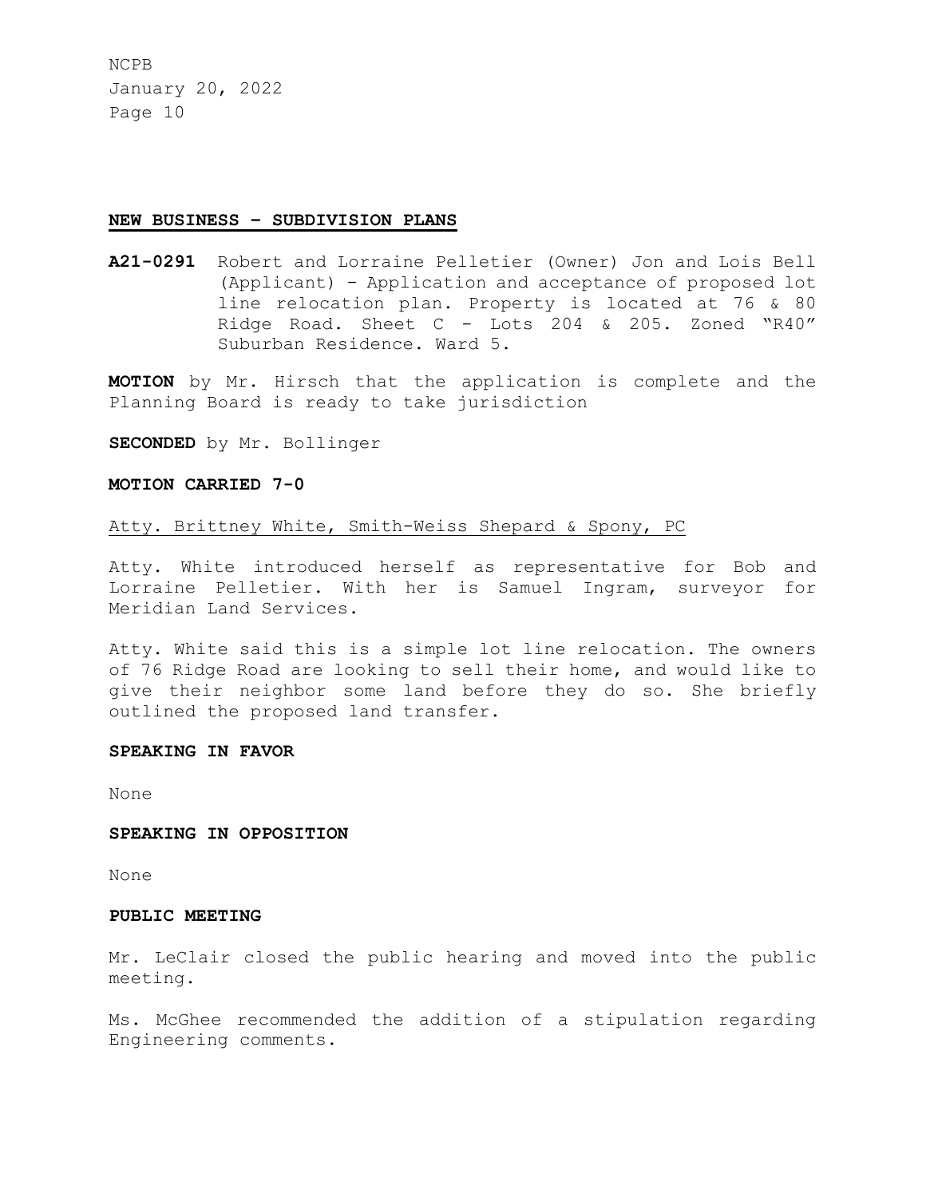## NEW BUSINESS – SUBDIVISION PLANS

**A21-0291** Robert and Lorraine Pelletier (Owner) Jon and Lois Bell (Applicant) - Application and acceptance of proposed lot line relocation plan. Property is located at 76 & 80 Ridge Road. Sheet C - Lots 204 & 205. Zoned "R40" Suburban Residence. Ward 5.

**MOTION** by Mr. Hirsch that the application is complete and the Planning Board is ready to take jurisdiction

**SECONDED** by Mr. Bollinger

**MOTION CARRIED 7-0**

Atty. Brittney White, Smith-Weiss Shepard & Spony, PC

Atty. White introduced herself as representative for Bob and Lorraine Pelletier. With her is Samuel Ingram, surveyor for Meridian Land Services.

Atty. White said this is a simple lot line relocation. The owners of 76 Ridge Road are looking to sell their home, and would like to give their neighbor some land before they do so. She briefly outlined the proposed land transfer.

**SPEAKING IN FAVOR**

None

**SPEAKING IN OPPOSITION**

None

**PUBLIC MEETING**

Mr. LeClair closed the public hearing and moved into the public meeting.

Ms. McGhee recommended the addition of a stipulation regarding Engineering comments.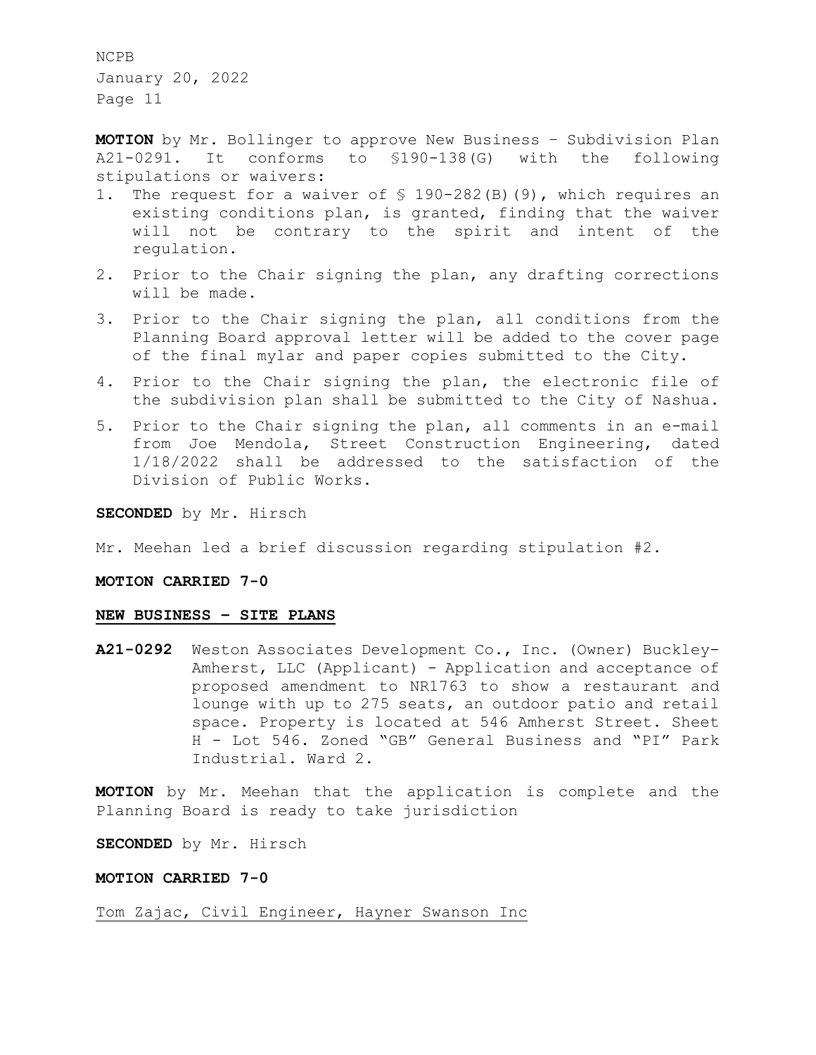**MOTION** by Mr. Bollinger to approve New Business – Subdivision Plan A21-0291. It conforms to §190-138(G) with the following stipulations or waivers:

1. The request for a waiver of § 190-282(B)(9), which requires an existing conditions plan, is granted, finding that the waiver will not be contrary to the spirit and intent of the regulation.
2. Prior to the Chair signing the plan, any drafting corrections will be made.
3. Prior to the Chair signing the plan, all conditions from the Planning Board approval letter will be added to the cover page of the final mylar and paper copies submitted to the City.
4. Prior to the Chair signing the plan, the electronic file of the subdivision plan shall be submitted to the City of Nashua.
5. Prior to the Chair signing the plan, all comments in an e-mail from Joe Mendola, Street Construction Engineering, dated 1/18/2022 shall be addressed to the satisfaction of the Division of Public Works.

**SECONDED** by Mr. Hirsch

Mr. Meehan led a brief discussion regarding stipulation #2.

**MOTION CARRIED 7-0**

## NEW BUSINESS – SITE PLANS

**A21-0292** Weston Associates Development Co., Inc. (Owner) Buckley-Amherst, LLC (Applicant) - Application and acceptance of proposed amendment to NR1763 to show a restaurant and lounge with up to 275 seats, an outdoor patio and retail space. Property is located at 546 Amherst Street. Sheet H - Lot 546. Zoned "GB" General Business and "PI" Park Industrial. Ward 2.

**MOTION** by Mr. Meehan that the application is complete and the Planning Board is ready to take jurisdiction

**SECONDED** by Mr. Hirsch

**MOTION CARRIED 7-0**

Tom Zajac, Civil Engineer, Hayner Swanson Inc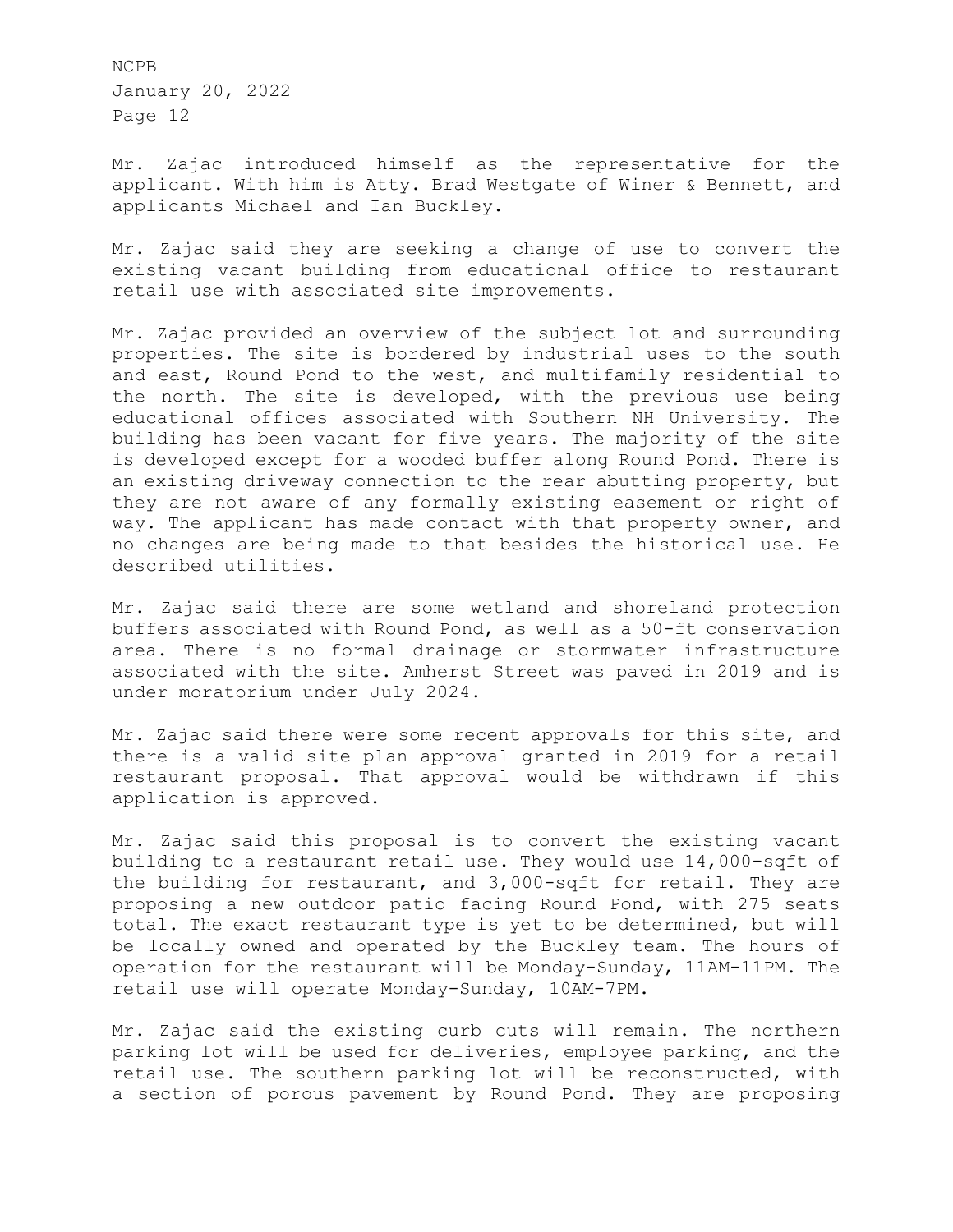Mr. Zajac introduced himself as the representative for the applicant. With him is Atty. Brad Westgate of Winer & Bennett, and applicants Michael and Ian Buckley.

Mr. Zajac said they are seeking a change of use to convert the existing vacant building from educational office to restaurant retail use with associated site improvements.

Mr. Zajac provided an overview of the subject lot and surrounding properties. The site is bordered by industrial uses to the south and east, Round Pond to the west, and multifamily residential to the north. The site is developed, with the previous use being educational offices associated with Southern NH University. The building has been vacant for five years. The majority of the site is developed except for a wooded buffer along Round Pond. There is an existing driveway connection to the rear abutting property, but they are not aware of any formally existing easement or right of way. The applicant has made contact with that property owner, and no changes are being made to that besides the historical use. He described utilities.

Mr. Zajac said there are some wetland and shoreland protection buffers associated with Round Pond, as well as a 50-ft conservation area. There is no formal drainage or stormwater infrastructure associated with the site. Amherst Street was paved in 2019 and is under moratorium under July 2024.

Mr. Zajac said there were some recent approvals for this site, and there is a valid site plan approval granted in 2019 for a retail restaurant proposal. That approval would be withdrawn if this application is approved.

Mr. Zajac said this proposal is to convert the existing vacant building to a restaurant retail use. They would use 14,000-sqft of the building for restaurant, and 3,000-sqft for retail. They are proposing a new outdoor patio facing Round Pond, with 275 seats total. The exact restaurant type is yet to be determined, but will be locally owned and operated by the Buckley team. The hours of operation for the restaurant will be Monday-Sunday, 11AM-11PM. The retail use will operate Monday-Sunday, 10AM-7PM.

Mr. Zajac said the existing curb cuts will remain. The northern parking lot will be used for deliveries, employee parking, and the retail use. The southern parking lot will be reconstructed, with a section of porous pavement by Round Pond. They are proposing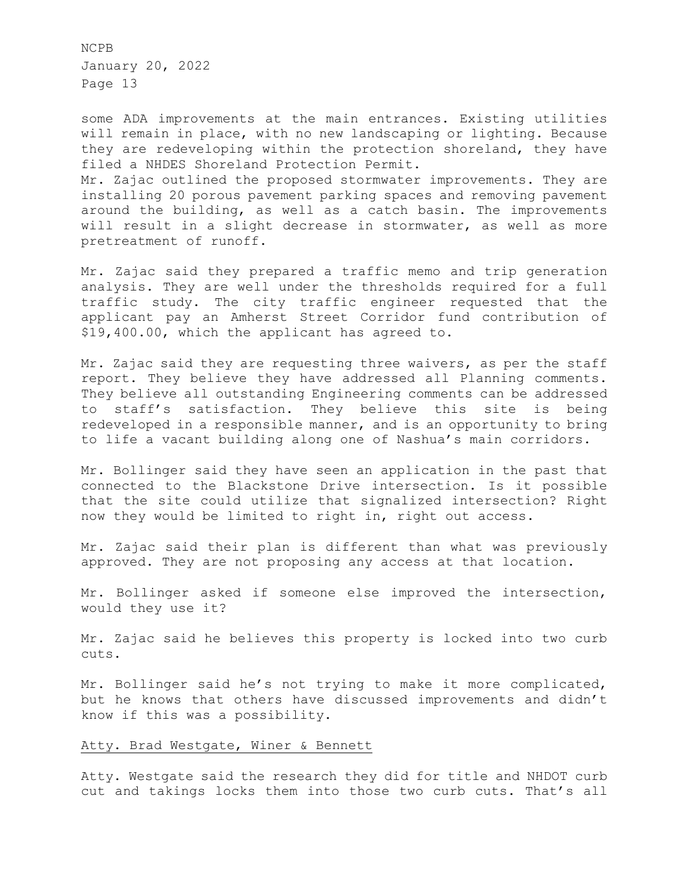some ADA improvements at the main entrances. Existing utilities will remain in place, with no new landscaping or lighting. Because they are redeveloping within the protection shoreland, they have filed a NHDES Shoreland Protection Permit.

Mr. Zajac outlined the proposed stormwater improvements. They are installing 20 porous pavement parking spaces and removing pavement around the building, as well as a catch basin. The improvements will result in a slight decrease in stormwater, as well as more pretreatment of runoff.

Mr. Zajac said they prepared a traffic memo and trip generation analysis. They are well under the thresholds required for a full traffic study. The city traffic engineer requested that the applicant pay an Amherst Street Corridor fund contribution of $19,400.00, which the applicant has agreed to.

Mr. Zajac said they are requesting three waivers, as per the staff report. They believe they have addressed all Planning comments. They believe all outstanding Engineering comments can be addressed to staff's satisfaction. They believe this site is being redeveloped in a responsible manner, and is an opportunity to bring to life a vacant building along one of Nashua's main corridors.

Mr. Bollinger said they have seen an application in the past that connected to the Blackstone Drive intersection. Is it possible that the site could utilize that signalized intersection? Right now they would be limited to right in, right out access.

Mr. Zajac said their plan is different than what was previously approved. They are not proposing any access at that location.

Mr. Bollinger asked if someone else improved the intersection, would they use it?

Mr. Zajac said he believes this property is locked into two curb cuts.

Mr. Bollinger said he's not trying to make it more complicated, but he knows that others have discussed improvements and didn't know if this was a possibility.

<u>Atty. Brad Westgate, Winer & Bennett</u>

Atty. Westgate said the research they did for title and NHDOT curb cut and takings locks them into those two curb cuts. That's all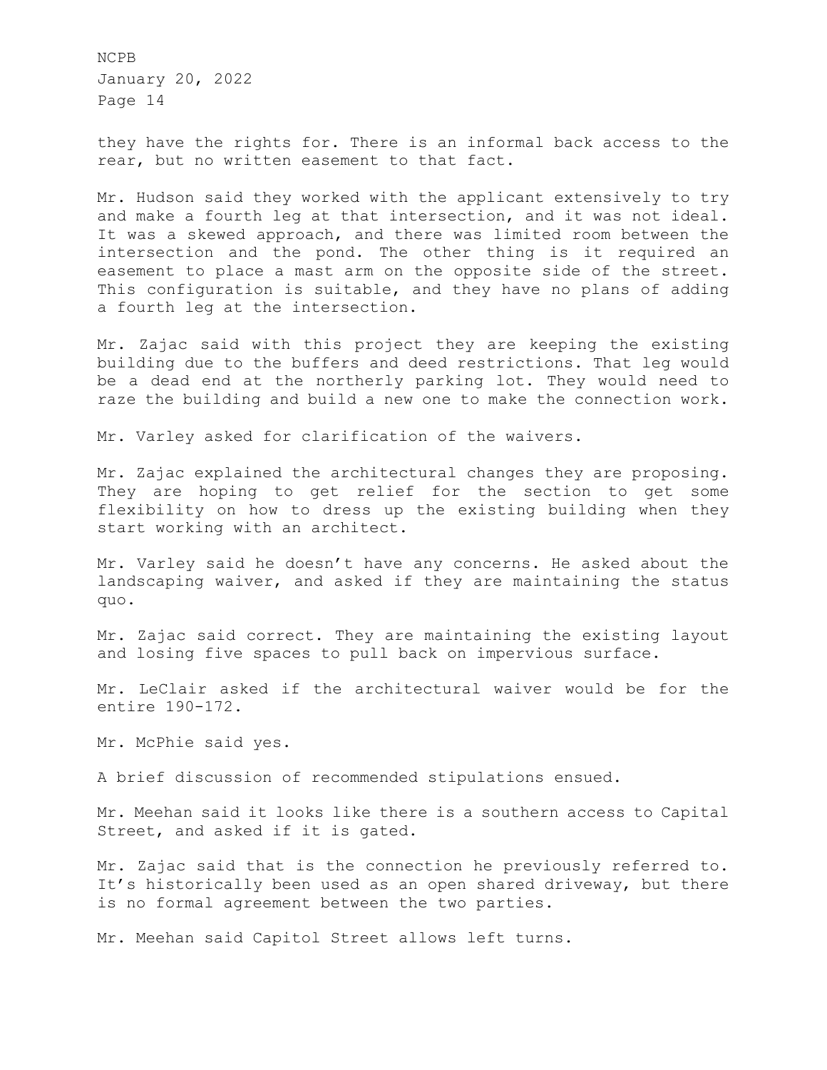they have the rights for. There is an informal back access to the rear, but no written easement to that fact.

Mr. Hudson said they worked with the applicant extensively to try and make a fourth leg at that intersection, and it was not ideal. It was a skewed approach, and there was limited room between the intersection and the pond. The other thing is it required an easement to place a mast arm on the opposite side of the street. This configuration is suitable, and they have no plans of adding a fourth leg at the intersection.

Mr. Zajac said with this project they are keeping the existing building due to the buffers and deed restrictions. That leg would be a dead end at the northerly parking lot. They would need to raze the building and build a new one to make the connection work.

Mr. Varley asked for clarification of the waivers.

Mr. Zajac explained the architectural changes they are proposing. They are hoping to get relief for the section to get some flexibility on how to dress up the existing building when they start working with an architect.

Mr. Varley said he doesn't have any concerns. He asked about the landscaping waiver, and asked if they are maintaining the status quo.

Mr. Zajac said correct. They are maintaining the existing layout and losing five spaces to pull back on impervious surface.

Mr. LeClair asked if the architectural waiver would be for the entire 190-172.

Mr. McPhie said yes.

A brief discussion of recommended stipulations ensued.

Mr. Meehan said it looks like there is a southern access to Capital Street, and asked if it is gated.

Mr. Zajac said that is the connection he previously referred to. It's historically been used as an open shared driveway, but there is no formal agreement between the two parties.

Mr. Meehan said Capitol Street allows left turns.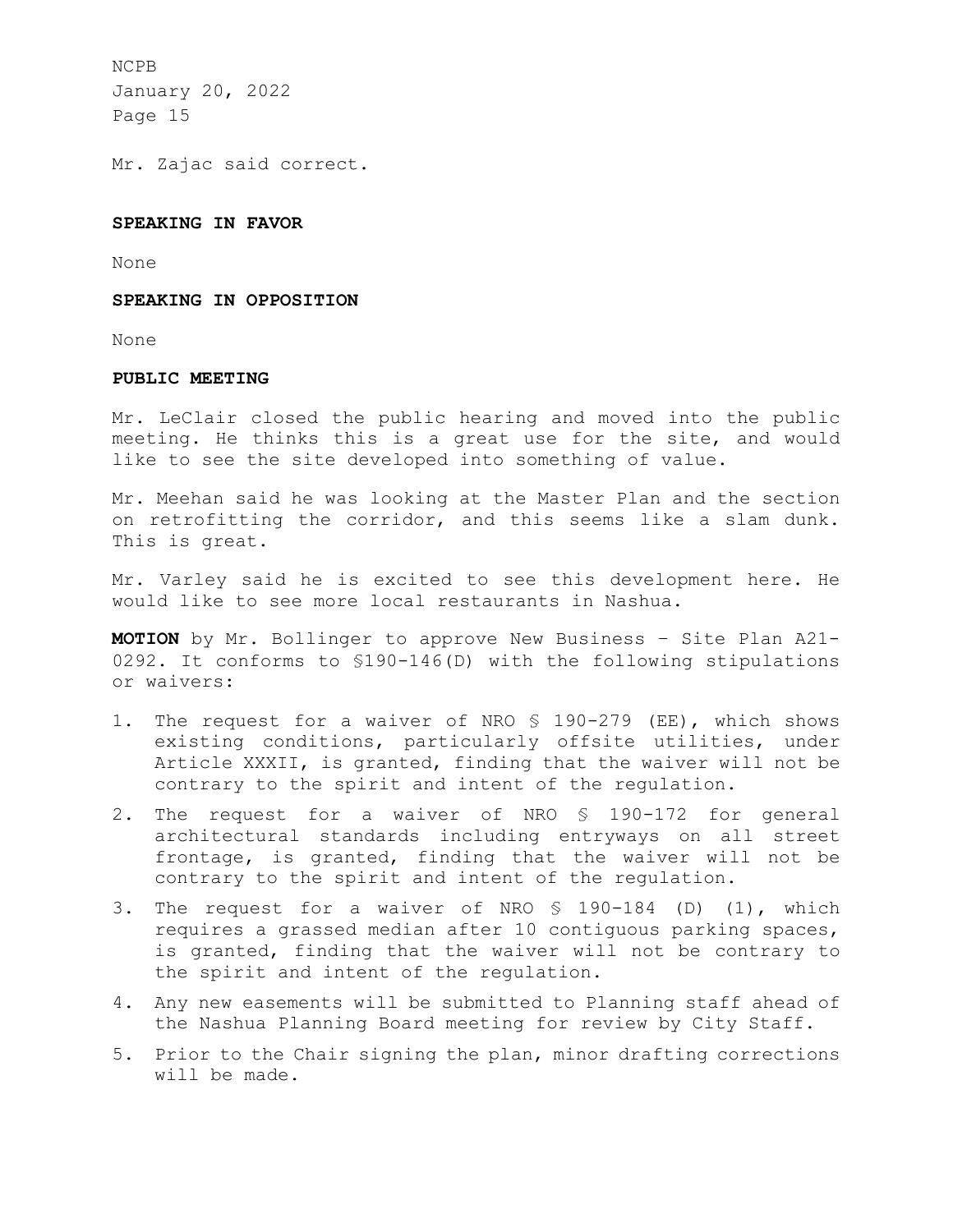Mr. Zajac said correct.

**SPEAKING IN FAVOR**

None

**SPEAKING IN OPPOSITION**

None

**PUBLIC MEETING**

Mr. LeClair closed the public hearing and moved into the public meeting. He thinks this is a great use for the site, and would like to see the site developed into something of value.

Mr. Meehan said he was looking at the Master Plan and the section on retrofitting the corridor, and this seems like a slam dunk. This is great.

Mr. Varley said he is excited to see this development here. He would like to see more local restaurants in Nashua.

**MOTION** by Mr. Bollinger to approve New Business – Site Plan A21-0292. It conforms to §190-146(D) with the following stipulations or waivers:

1. The request for a waiver of NRO § 190-279 (EE), which shows existing conditions, particularly offsite utilities, under Article XXXII, is granted, finding that the waiver will not be contrary to the spirit and intent of the regulation.
2. The request for a waiver of NRO § 190-172 for general architectural standards including entryways on all street frontage, is granted, finding that the waiver will not be contrary to the spirit and intent of the regulation.
3. The request for a waiver of NRO § 190-184 (D) (1), which requires a grassed median after 10 contiguous parking spaces, is granted, finding that the waiver will not be contrary to the spirit and intent of the regulation.
4. Any new easements will be submitted to Planning staff ahead of the Nashua Planning Board meeting for review by City Staff.
5. Prior to the Chair signing the plan, minor drafting corrections will be made.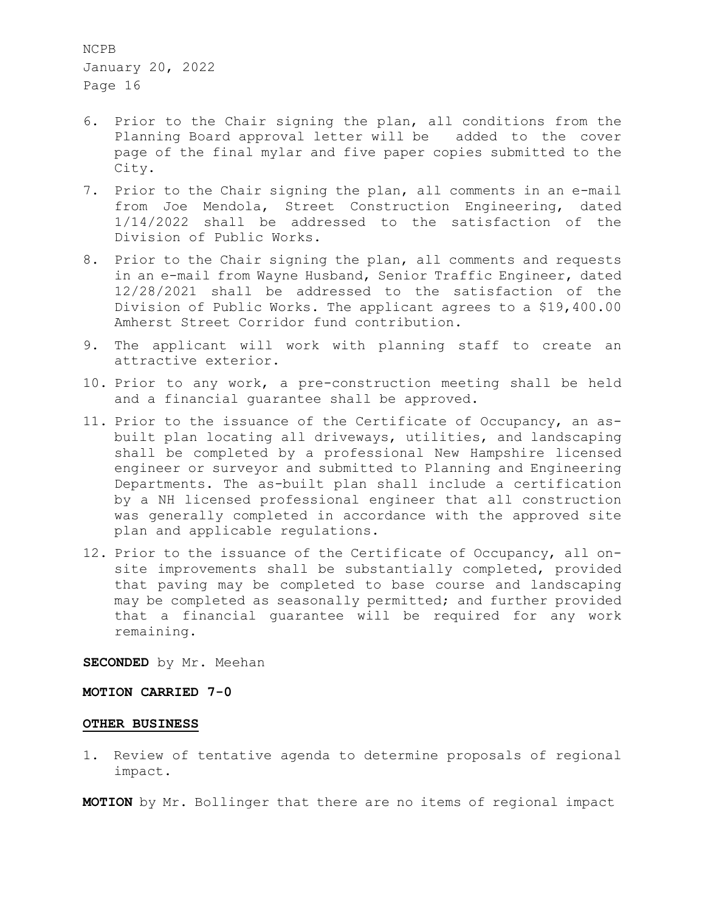6. Prior to the Chair signing the plan, all conditions from the Planning Board approval letter will be added to the cover page of the final mylar and five paper copies submitted to the City.
7. Prior to the Chair signing the plan, all comments in an e-mail from Joe Mendola, Street Construction Engineering, dated 1/14/2022 shall be addressed to the satisfaction of the Division of Public Works.
8. Prior to the Chair signing the plan, all comments and requests in an e-mail from Wayne Husband, Senior Traffic Engineer, dated 12/28/2021 shall be addressed to the satisfaction of the Division of Public Works. The applicant agrees to a $19,400.00 Amherst Street Corridor fund contribution.
9. The applicant will work with planning staff to create an attractive exterior.
10. Prior to any work, a pre-construction meeting shall be held and a financial guarantee shall be approved.
11. Prior to the issuance of the Certificate of Occupancy, an as-built plan locating all driveways, utilities, and landscaping shall be completed by a professional New Hampshire licensed engineer or surveyor and submitted to Planning and Engineering Departments. The as-built plan shall include a certification by a NH licensed professional engineer that all construction was generally completed in accordance with the approved site plan and applicable regulations.
12. Prior to the issuance of the Certificate of Occupancy, all on-site improvements shall be substantially completed, provided that paving may be completed to base course and landscaping may be completed as seasonally permitted; and further provided that a financial guarantee will be required for any work remaining.

**SECONDED** by Mr. Meehan

**MOTION CARRIED 7-0**

**OTHER BUSINESS**

1. Review of tentative agenda to determine proposals of regional impact.

**MOTION** by Mr. Bollinger that there are no items of regional impact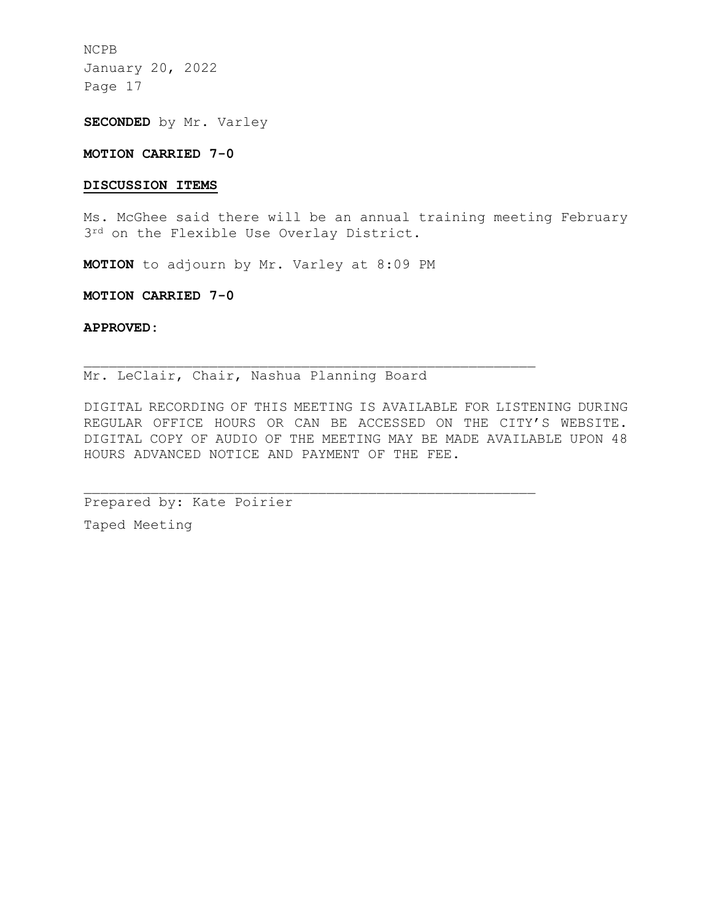**SECONDED** by Mr. Varley

**MOTION CARRIED 7-0**

**DISCUSSION ITEMS**

Ms. McGhee said there will be an annual training meeting February 3rd on the Flexible Use Overlay District.

**MOTION** to adjourn by Mr. Varley at 8:09 PM

**MOTION CARRIED 7-0**

**APPROVED:**

\_\_\_\_\_\_\_\_\_\_\_\_\_\_\_\_\_\_\_\_\_\_\_\_\_\_\_\_\_\_\_\_\_\_\_\_\_\_\_\_\_\_\_\_\_\_\_\_\_\_\_\_\_\_\_\_\_\_

Mr. LeClair, Chair, Nashua Planning Board

DIGITAL RECORDING OF THIS MEETING IS AVAILABLE FOR LISTENING DURING REGULAR OFFICE HOURS OR CAN BE ACCESSED ON THE CITY'S WEBSITE. DIGITAL COPY OF AUDIO OF THE MEETING MAY BE MADE AVAILABLE UPON 48 HOURS ADVANCED NOTICE AND PAYMENT OF THE FEE.

\_\_\_\_\_\_\_\_\_\_\_\_\_\_\_\_\_\_\_\_\_\_\_\_\_\_\_\_\_\_\_\_\_\_\_\_\_\_\_\_\_\_\_\_\_\_\_\_\_\_\_\_\_\_\_\_\_\_

Prepared by: Kate Poirier

Taped Meeting